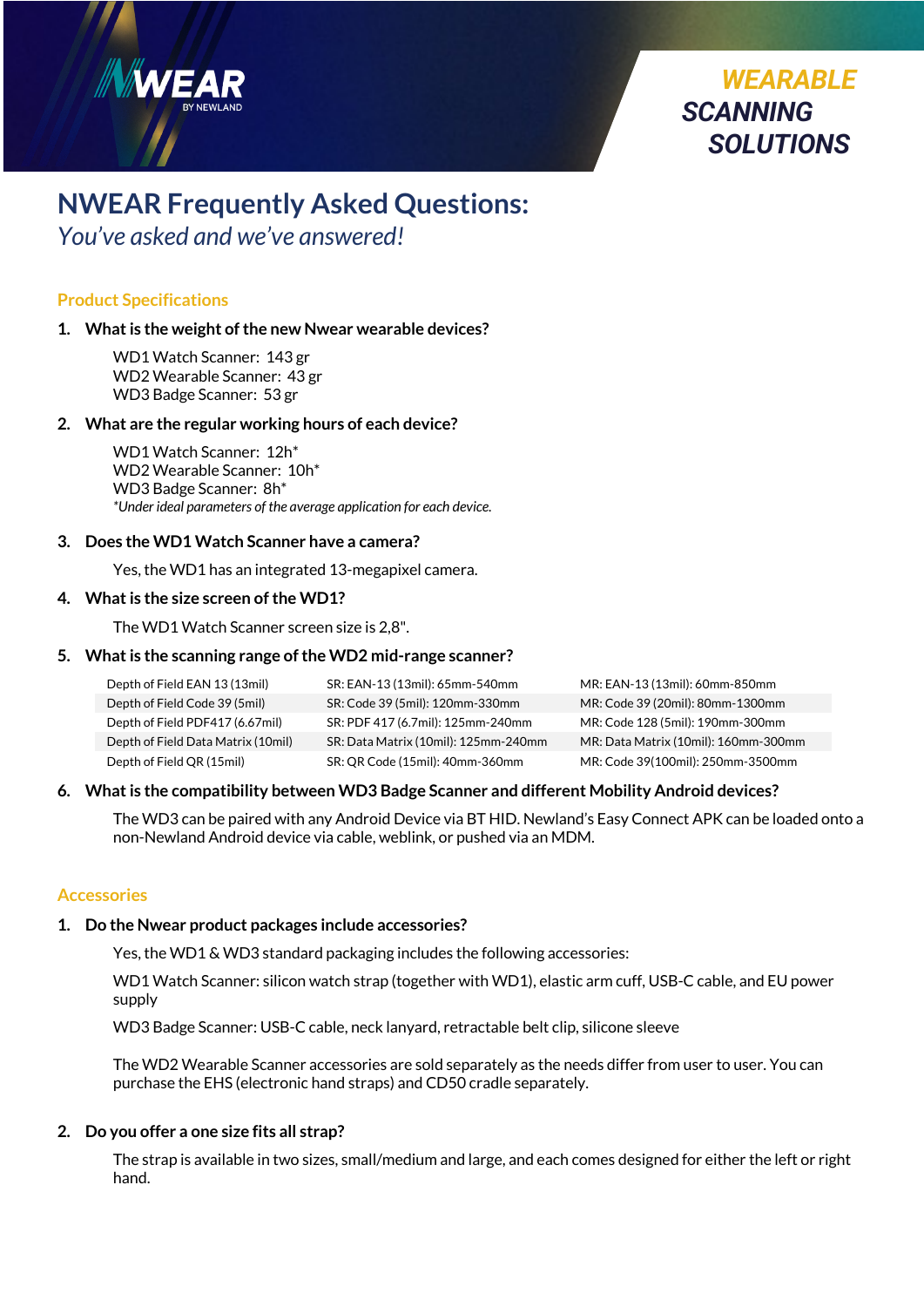NWEAR BY NEWLAND

WEARABLE SCANNING SOLUTIONS

# NWEAR Frequently Asked Questions:

*You've asked and we've answered!*

## Product Specifications

1. **What is the weight of the new Nwear wearable devices?**

   WD1 Watch Scanner: 143 gr
   WD2 Wearable Scanner: 43 gr
   WD3 Badge Scanner: 53 gr

2. **What are the regular working hours of each device?**

   WD1 Watch Scanner: 12h*
   WD2 Wearable Scanner: 10h*
   WD3 Badge Scanner: 8h*
   *\*Under ideal parameters of the average application for each device.*

3. **Does the WD1 Watch Scanner have a camera?**

   Yes, the WD1 has an integrated 13-megapixel camera.

4. **What is the size screen of the WD1?**

   The WD1 Watch Scanner screen size is 2,8".

5. **What is the scanning range of the WD2 mid-range scanner?**

| | | |
|---|---|---|
| Depth of Field EAN 13 (13mil) | SR: EAN-13 (13mil): 65mm-540mm | MR: EAN-13 (13mil): 60mm-850mm |
| Depth of Field Code 39 (5mil) | SR: Code 39 (5mil): 120mm-330mm | MR: Code 39 (20mil): 80mm-1300mm |
| Depth of Field PDF417 (6.67mil) | SR: PDF 417 (6.7mil): 125mm-240mm | MR: Code 128 (5mil): 190mm-300mm |
| Depth of Field Data Matrix (10mil) | SR: Data Matrix (10mil): 125mm-240mm | MR: Data Matrix (10mil): 160mm-300mm |
| Depth of Field QR (15mil) | SR: QR Code (15mil): 40mm-360mm | MR: Code 39(100mil): 250mm-3500mm |

6. **What is the compatibility between WD3 Badge Scanner and different Mobility Android devices?**

   The WD3 can be paired with any Android Device via BT HID. Newland's Easy Connect APK can be loaded onto a non-Newland Android device via cable, weblink, or pushed via an MDM.

## Accessories

1. **Do the Nwear product packages include accessories?**

   Yes, the WD1 & WD3 standard packaging includes the following accessories:

   WD1 Watch Scanner: silicon watch strap (together with WD1), elastic arm cuff, USB-C cable, and EU power supply

   WD3 Badge Scanner: USB-C cable, neck lanyard, retractable belt clip, silicone sleeve

   The WD2 Wearable Scanner accessories are sold separately as the needs differ from user to user. You can purchase the EHS (electronic hand straps) and CD50 cradle separately.

2. **Do you offer a one size fits all strap?**

   The strap is available in two sizes, small/medium and large, and each comes designed for either the left or right hand.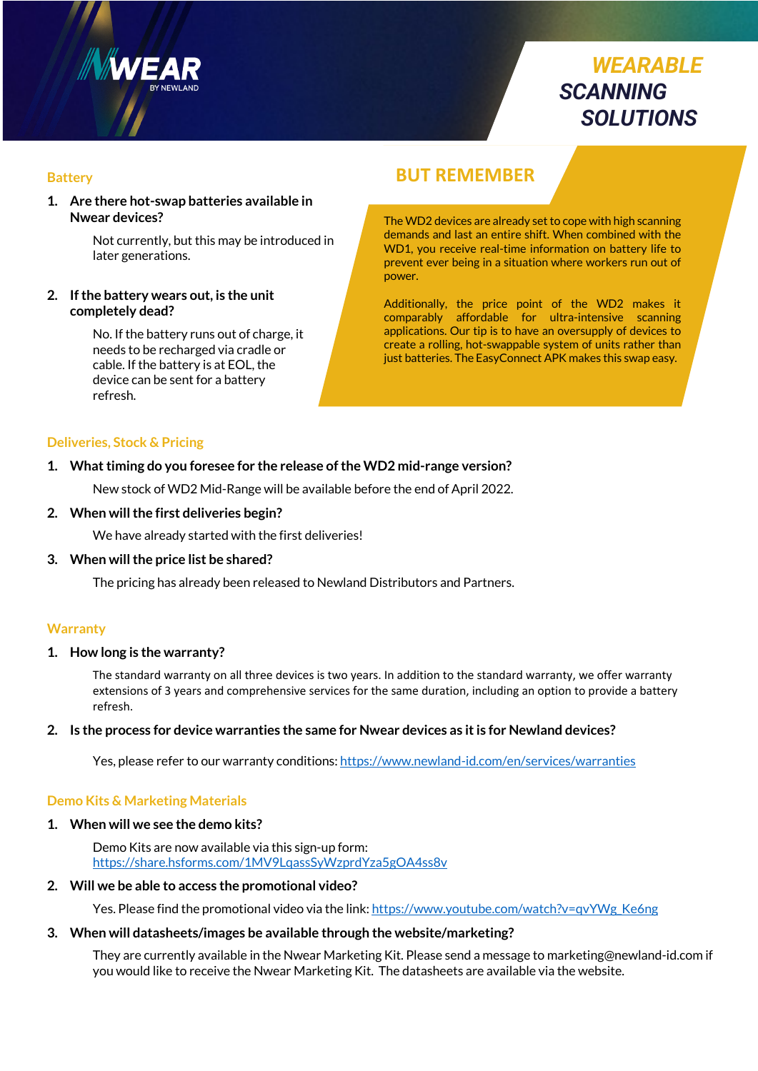NWEAR BY NEWLAND

# WEARABLE SCANNING SOLUTIONS

## Battery

1. **Are there hot-swap batteries available in Nwear devices?**

   Not currently, but this may be introduced in later generations.

2. **If the battery wears out, is the unit completely dead?**

   No. If the battery runs out of charge, it needs to be recharged via cradle or cable. If the battery is at EOL, the device can be sent for a battery refresh.

## BUT REMEMBER

The WD2 devices are already set to cope with high scanning demands and last an entire shift. When combined with the WD1, you receive real-time information on battery life to prevent ever being in a situation where workers run out of power.

Additionally, the price point of the WD2 makes it comparably affordable for ultra-intensive scanning applications. Our tip is to have an oversupply of devices to create a rolling, hot-swappable system of units rather than just batteries. The EasyConnect APK makes this swap easy.

## Deliveries, Stock & Pricing

1. **What timing do you foresee for the release of the WD2 mid-range version?**

   New stock of WD2 Mid-Range will be available before the end of April 2022.

2. **When will the first deliveries begin?**

   We have already started with the first deliveries!

3. **When will the price list be shared?**

   The pricing has already been released to Newland Distributors and Partners.

## Warranty

1. **How long is the warranty?**

   The standard warranty on all three devices is two years. In addition to the standard warranty, we offer warranty extensions of 3 years and comprehensive services for the same duration, including an option to provide a battery refresh.

2. **Is the process for device warranties the same for Nwear devices as it is for Newland devices?**

   Yes, please refer to our warranty conditions: https://www.newland-id.com/en/services/warranties

## Demo Kits & Marketing Materials

1. **When will we see the demo kits?**

   Demo Kits are now available via this sign-up form: https://share.hsforms.com/1MV9LqassSyWzprdYza5gOA4ss8v

2. **Will we be able to access the promotional video?**

   Yes. Please find the promotional video via the link: https://www.youtube.com/watch?v=qvYWg_Ke6ng

3. **When will datasheets/images be available through the website/marketing?**

   They are currently available in the Nwear Marketing Kit. Please send a message to marketing@newland-id.com if you would like to receive the Nwear Marketing Kit. The datasheets are available via the website.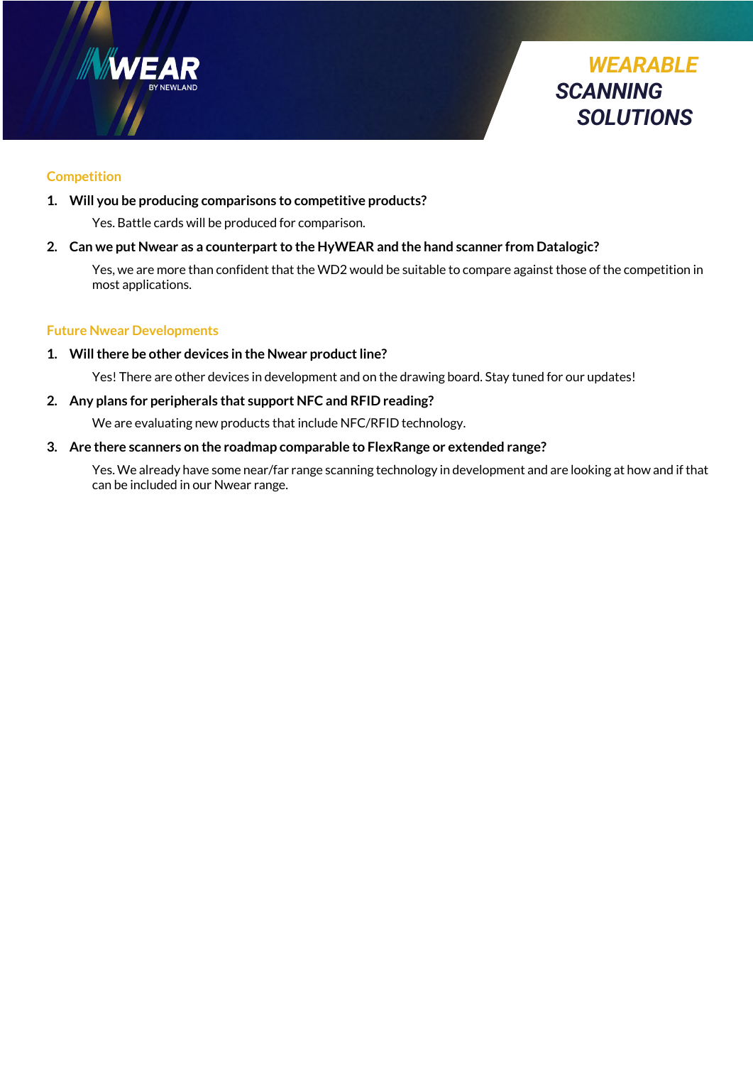## Competition

1. **Will you be producing comparisons to competitive products?**

   Yes. Battle cards will be produced for comparison.

2. **Can we put Nwear as a counterpart to the HyWEAR and the hand scanner from Datalogic?**

   Yes, we are more than confident that the WD2 would be suitable to compare against those of the competition in most applications.

## Future Nwear Developments

1. **Will there be other devices in the Nwear product line?**

   Yes! There are other devices in development and on the drawing board. Stay tuned for our updates!

2. **Any plans for peripherals that support NFC and RFID reading?**

   We are evaluating new products that include NFC/RFID technology.

3. **Are there scanners on the roadmap comparable to FlexRange or extended range?**

   Yes. We already have some near/far range scanning technology in development and are looking at how and if that can be included in our Nwear range.